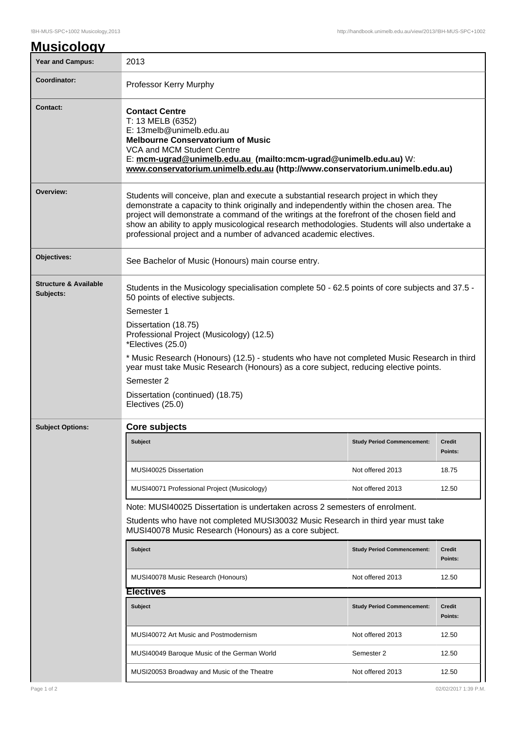# Musicology

| Year and Campus: | 2013 |
|---|---|
| Coordinator: | Professor Kerry Murphy |
| Contact: | **Contact Centre**<br>T: 13 MELB (6352)<br>E: 13melb@unimelb.edu.au<br>**Melbourne Conservatorium of Music**<br>VCA and MCM Student Centre<br>E: **mcm-ugrad@unimelb.edu.au (mailto:mcm-ugrad@unimelb.edu.au)** W: **www.conservatorium.unimelb.edu.au (http://www.conservatorium.unimelb.edu.au)** |
| Overview: | Students will conceive, plan and execute a substantial research project in which they demonstrate a capacity to think originally and independently within the chosen area. The project will demonstrate a command of the writings at the forefront of the chosen field and show an ability to apply musicological research methodologies. Students will also undertake a professional project and a number of advanced academic electives. |
| Objectives: | See Bachelor of Music (Honours) main course entry. |
| Structure & Available Subjects: | Students in the Musicology specialisation complete 50 - 62.5 points of core subjects and 37.5 - 50 points of elective subjects.<br>Semester 1<br>Dissertation (18.75)<br>Professional Project (Musicology) (12.5)<br>*Electives (25.0)<br>* Music Research (Honours) (12.5) - students who have not completed Music Research in third year must take Music Research (Honours) as a core subject, reducing elective points.<br>Semester 2<br>Dissertation (continued) (18.75)<br>Electives (25.0) |

## Subject Options:

### Core subjects

| Subject | Study Period Commencement: | Credit Points: |
|---|---|---|
| MUSI40025 Dissertation | Not offered 2013 | 18.75 |
| MUSI40071 Professional Project (Musicology) | Not offered 2013 | 12.50 |

Note: MUSI40025 Dissertation is undertaken across 2 semesters of enrolment.

Students who have not completed MUSI30032 Music Research in third year must take MUSI40078 Music Research (Honours) as a core subject.

| Subject | Study Period Commencement: | Credit Points: |
|---|---|---|
| MUSI40078 Music Research (Honours) | Not offered 2013 | 12.50 |

### Electives

| Subject | Study Period Commencement: | Credit Points: |
|---|---|---|
| MUSI40072 Art Music and Postmodernism | Not offered 2013 | 12.50 |
| MUSI40049 Baroque Music of the German World | Semester 2 | 12.50 |
| MUSI20053 Broadway and Music of the Theatre | Not offered 2013 | 12.50 |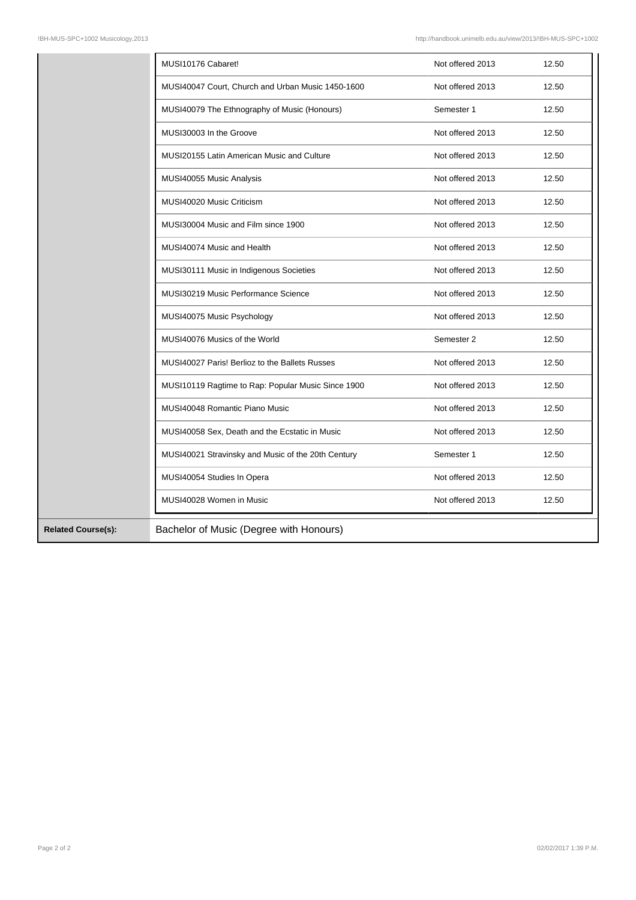| | | | |
|---|---|---|---|
| | MUSI10176 Cabaret! | Not offered 2013 | 12.50 |
| | MUSI40047 Court, Church and Urban Music 1450-1600 | Not offered 2013 | 12.50 |
| | MUSI40079 The Ethnography of Music (Honours) | Semester 1 | 12.50 |
| | MUSI30003 In the Groove | Not offered 2013 | 12.50 |
| | MUSI20155 Latin American Music and Culture | Not offered 2013 | 12.50 |
| | MUSI40055 Music Analysis | Not offered 2013 | 12.50 |
| | MUSI40020 Music Criticism | Not offered 2013 | 12.50 |
| | MUSI30004 Music and Film since 1900 | Not offered 2013 | 12.50 |
| | MUSI40074 Music and Health | Not offered 2013 | 12.50 |
| | MUSI30111 Music in Indigenous Societies | Not offered 2013 | 12.50 |
| | MUSI30219 Music Performance Science | Not offered 2013 | 12.50 |
| | MUSI40075 Music Psychology | Not offered 2013 | 12.50 |
| | MUSI40076 Musics of the World | Semester 2 | 12.50 |
| | MUSI40027 Paris! Berlioz to the Ballets Russes | Not offered 2013 | 12.50 |
| | MUSI10119 Ragtime to Rap: Popular Music Since 1900 | Not offered 2013 | 12.50 |
| | MUSI40048 Romantic Piano Music | Not offered 2013 | 12.50 |
| | MUSI40058 Sex, Death and the Ecstatic in Music | Not offered 2013 | 12.50 |
| | MUSI40021 Stravinsky and Music of the 20th Century | Semester 1 | 12.50 |
| | MUSI40054 Studies In Opera | Not offered 2013 | 12.50 |
| | MUSI40028 Women in Music | Not offered 2013 | 12.50 |
| **Related Course(s):** | Bachelor of Music (Degree with Honours) | | |